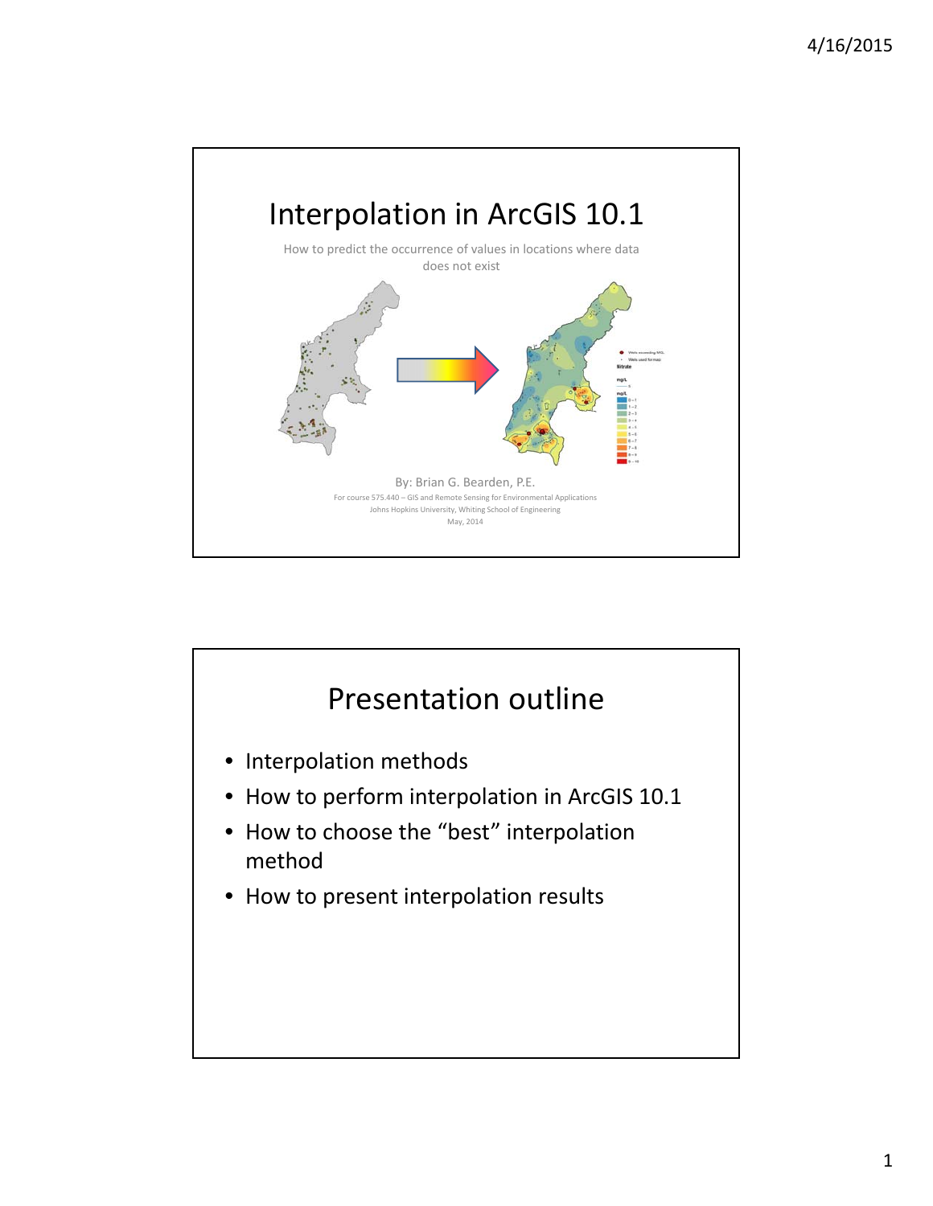# Interpolation in ArcGIS 10.1

How to predict the occurrence of values in locations where data does not exist

By: Brian G. Bearden, P.E.

For course 575.440 – GIS and Remote Sensing for Environmental Applications
Johns Hopkins University, Whiting School of Engineering
May, 2014

# Presentation outline

- Interpolation methods
- How to perform interpolation in ArcGIS 10.1
- How to choose the "best" interpolation method
- How to present interpolation results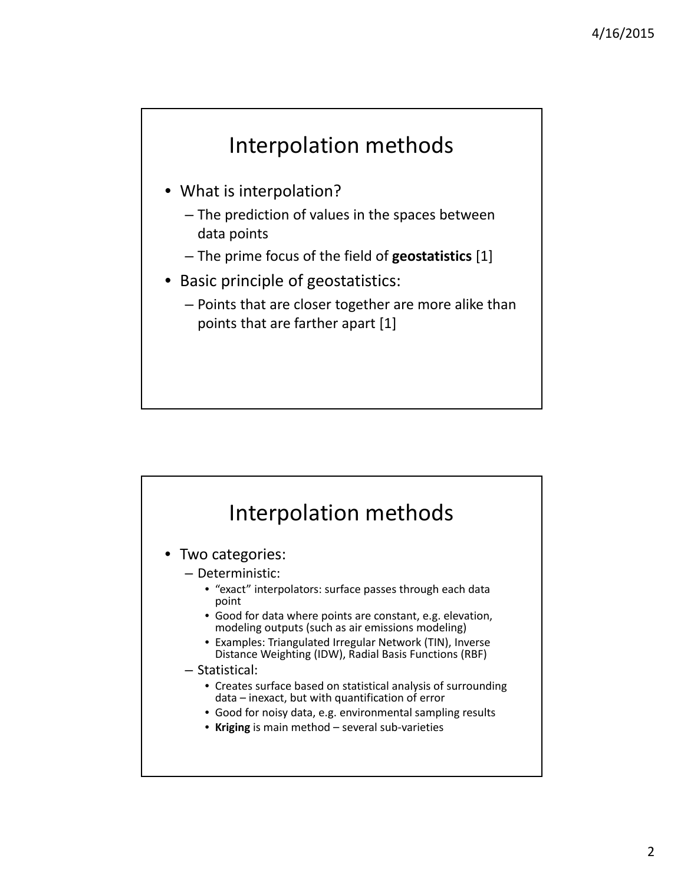## Interpolation methods

- What is interpolation?
  - The prediction of values in the spaces between data points
  - The prime focus of the field of **geostatistics** [1]
- Basic principle of geostatistics:
  - Points that are closer together are more alike than points that are farther apart [1]

## Interpolation methods

- Two categories:
  - Deterministic:
    - "exact" interpolators: surface passes through each data point
    - Good for data where points are constant, e.g. elevation, modeling outputs (such as air emissions modeling)
    - Examples: Triangulated Irregular Network (TIN), Inverse Distance Weighting (IDW), Radial Basis Functions (RBF)
  - Statistical:
    - Creates surface based on statistical analysis of surrounding data – inexact, but with quantification of error
    - Good for noisy data, e.g. environmental sampling results
    - **Kriging** is main method – several sub-varieties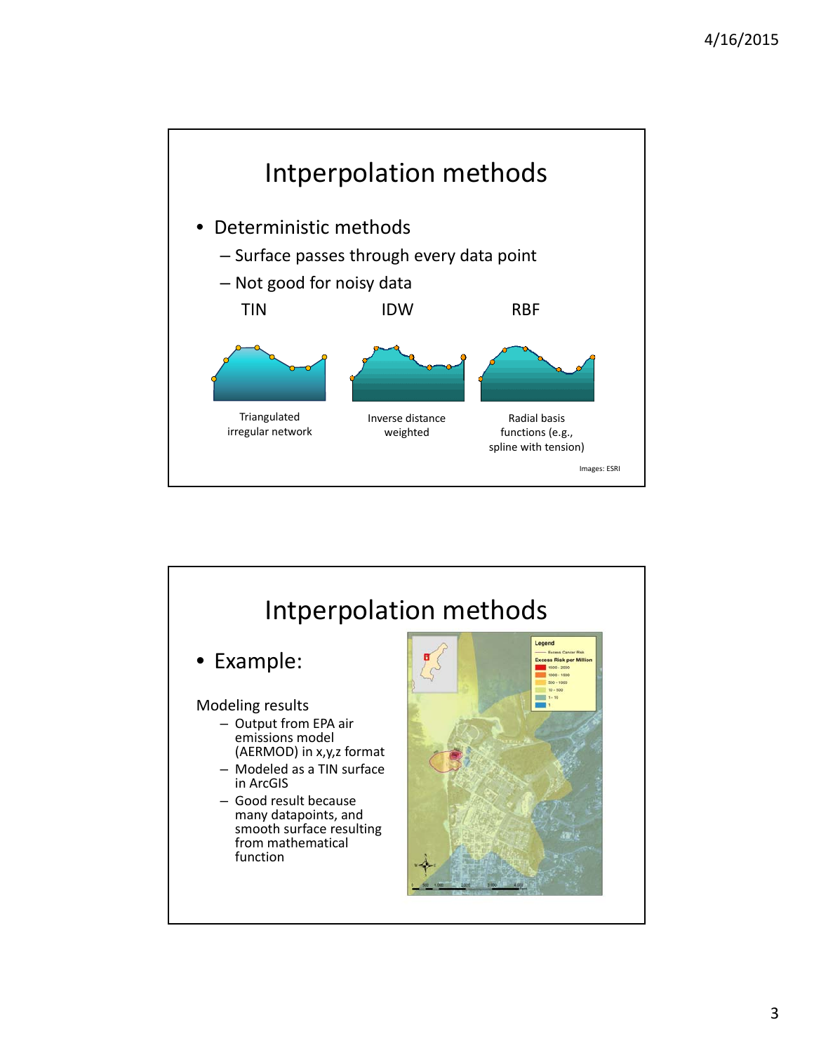# Intpperpolation methods

- Deterministic methods
  - Surface passes through every data point
  - Not good for noisy data

TIN — Triangulated irregular network

IDW — Inverse distance weighted

RBF — Radial basis functions (e.g., spline with tension)

Images: ESRI

# Intpperpolation methods

- Example:

Modeling results

- Output from EPA air emissions model (AERMOD) in x,y,z format
- Modeled as a TIN surface in ArcGIS
- Good result because many datapoints, and smooth surface resulting from mathematical function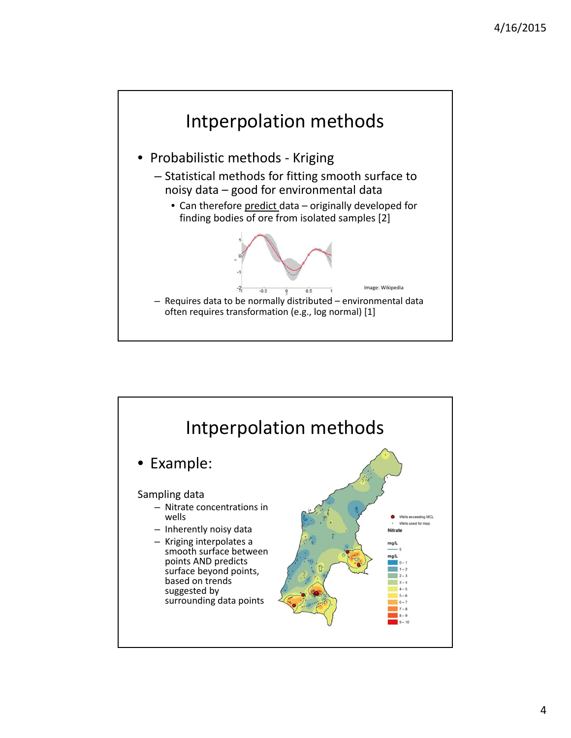# Intpperpolation methods

- Probabilistic methods - Kriging
  - Statistical methods for fitting smooth surface to noisy data – good for environmental data
    - Can therefore predict data – originally developed for finding bodies of ore from isolated samples [2]

Image: Wikipedia

  - Requires data to be normally distributed – environmental data often requires transformation (e.g., log normal) [1]

# Intpperpolation methods

- Example:

Sampling data

- Nitrate concentrations in wells
- Inherently noisy data
- Kriging interpolates a smooth surface between points AND predicts surface beyond points, based on trends suggested by surrounding data points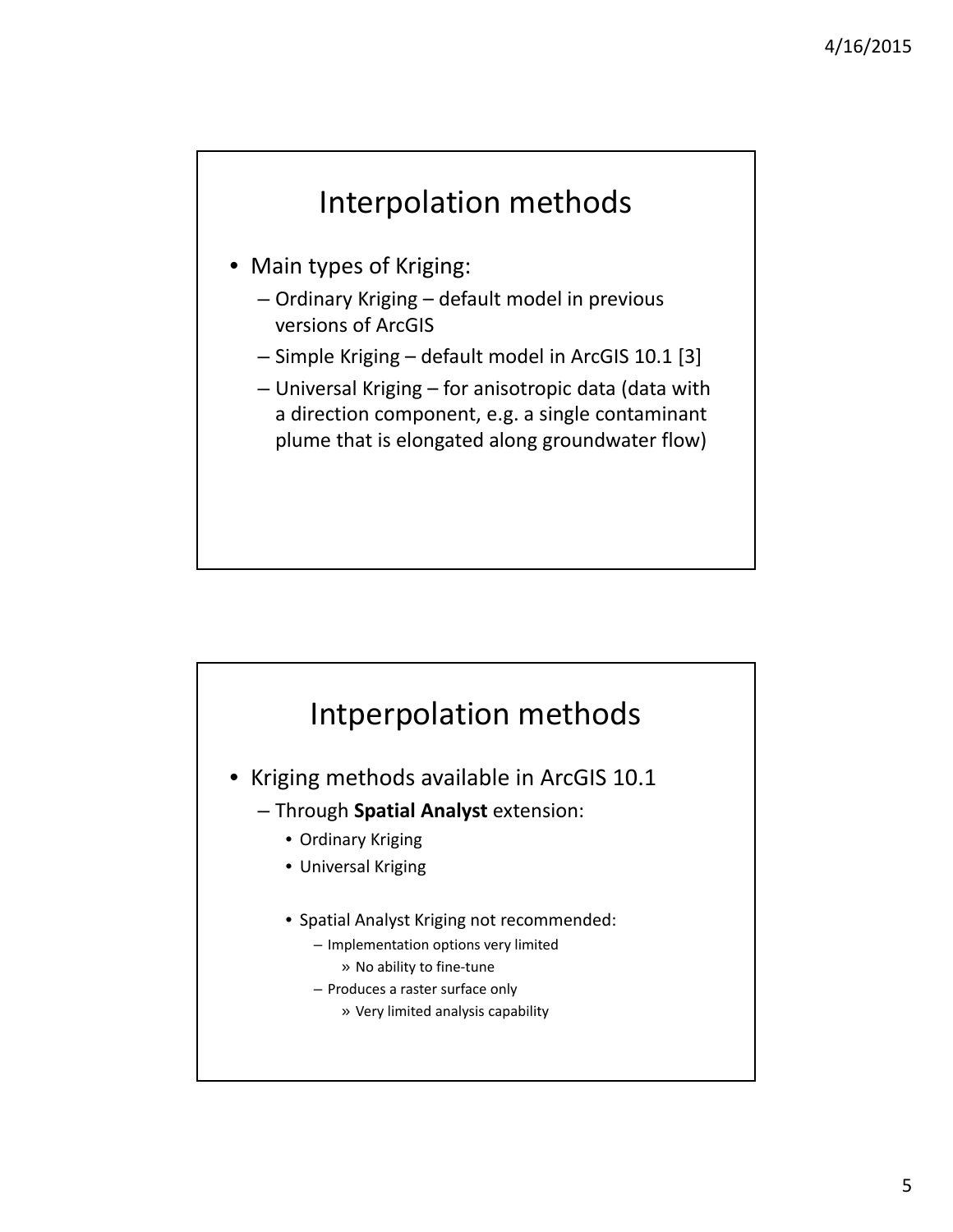## Interpolation methods

- Main types of Kriging:
  - Ordinary Kriging – default model in previous versions of ArcGIS
  - Simple Kriging – default model in ArcGIS 10.1 [3]
  - Universal Kriging – for anisotropic data (data with a direction component, e.g. a single contaminant plume that is elongated along groundwater flow)

## Intperpolation methods

- Kriging methods available in ArcGIS 10.1
  - Through **Spatial Analyst** extension:
    - Ordinary Kriging
    - Universal Kriging
    - Spatial Analyst Kriging not recommended:
      - Implementation options very limited
        - » No ability to fine-tune
      - Produces a raster surface only
        - » Very limited analysis capability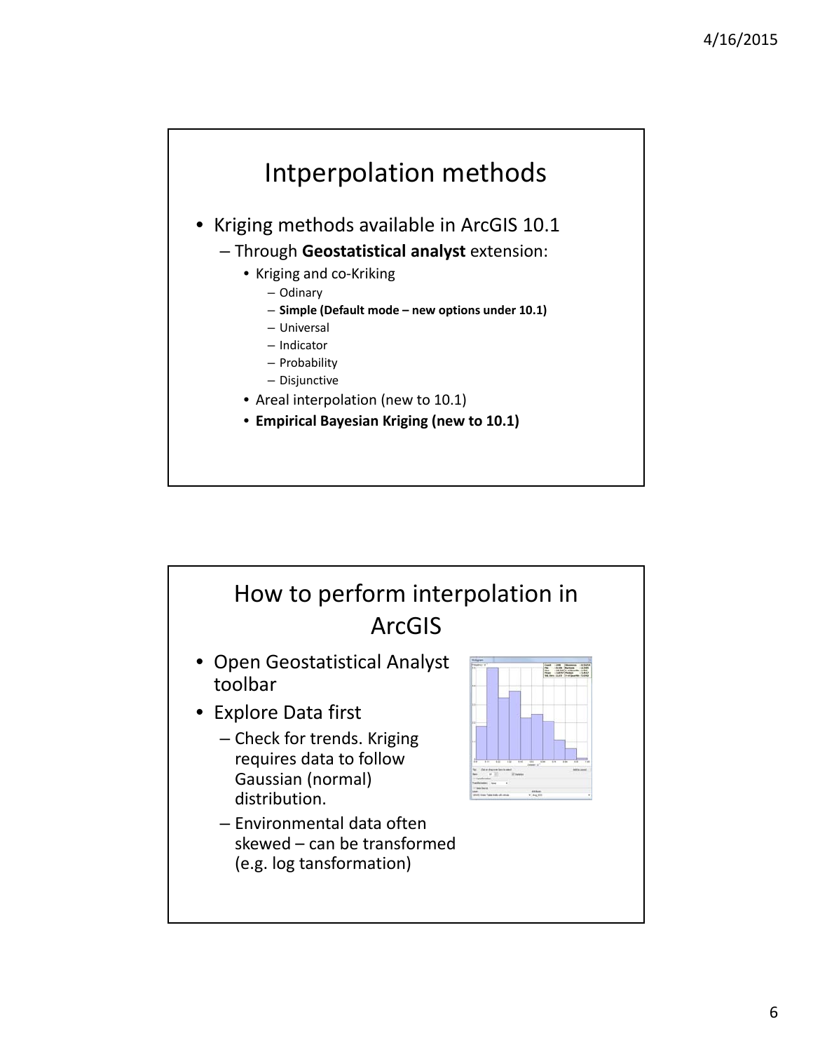# Intperpolation methods

- Kriging methods available in ArcGIS 10.1
  - Through **Geostatistical analyst** extension:
    - Kriging and co-Kriking
      - Odinary
      - **Simple (Default mode – new options under 10.1)**
      - Universal
      - Indicator
      - Probability
      - Disjunctive
    - Areal interpolation (new to 10.1)
    - **Empirical Bayesian Kriging (new to 10.1)**

# How to perform interpolation in ArcGIS

- Open Geostatistical Analyst toolbar
- Explore Data first
  - Check for trends. Kriging requires data to follow Gaussian (normal) distribution.
  - Environmental data often skewed – can be transformed (e.g. log tansformation)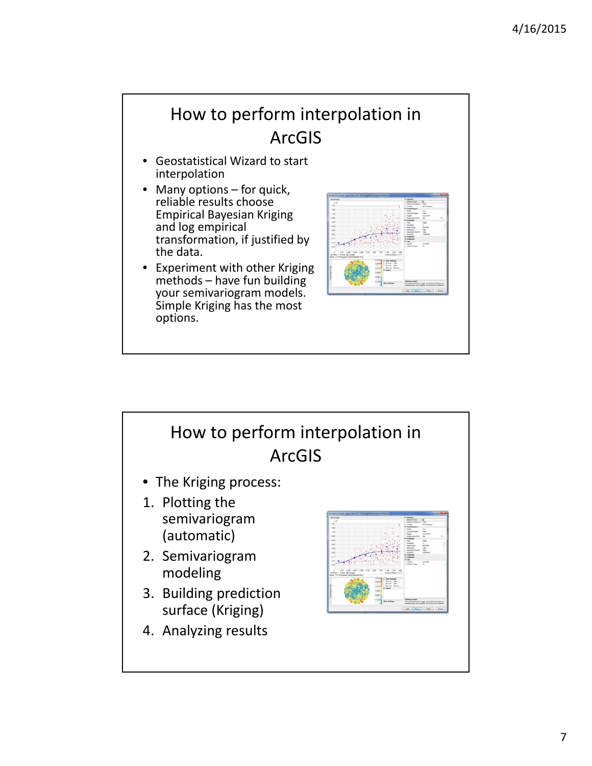## How to perform interpolation in ArcGIS

- Geostatistical Wizard to start interpolation
- Many options – for quick, reliable results choose Empirical Bayesian Kriging and log empirical transformation, if justified by the data.
- Experiment with other Kriging methods – have fun building your semivariogram models. Simple Kriging has the most options.

## How to perform interpolation in ArcGIS

- The Kriging process:

1. Plotting the semivariogram (automatic)
2. Semivariogram modeling
3. Building prediction surface (Kriging)
4. Analyzing results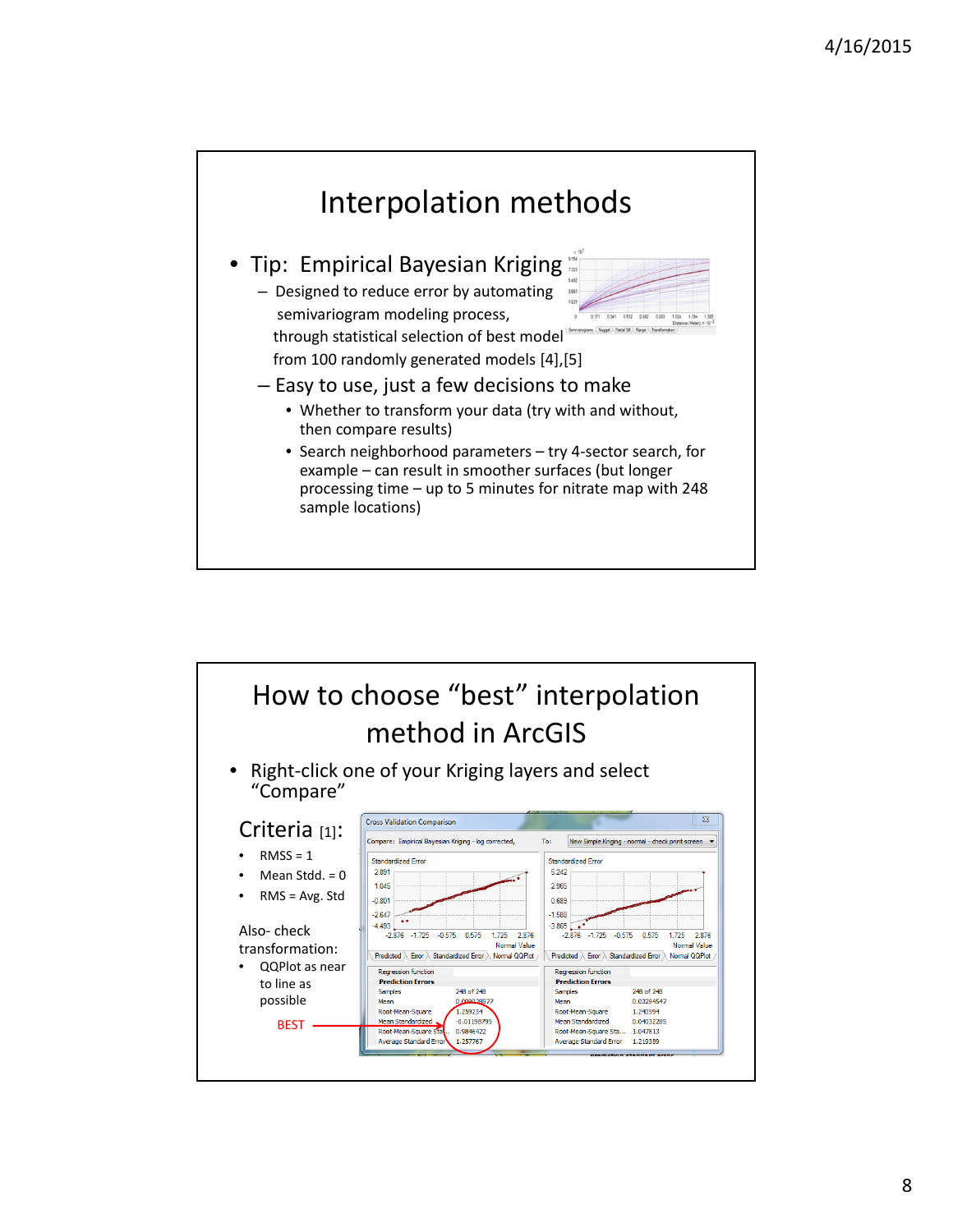# Interpolation methods

- Tip: Empirical Bayesian Kriging
  - Designed to reduce error by automating semivariogram modeling process, through statistical selection of best model from 100 randomly generated models [4],[5]
  - Easy to use, just a few decisions to make
    - Whether to transform your data (try with and without, then compare results)
    - Search neighborhood parameters – try 4-sector search, for example – can result in smoother surfaces (but longer processing time – up to 5 minutes for nitrate map with 248 sample locations)

# How to choose "best" interpolation method in ArcGIS

- Right-click one of your Kriging layers and select "Compare"

## Criteria [1]:

- RMSS = 1
- Mean Stdd. = 0
- RMS = Avg. Std

Also- check transformation:

- QQPlot as near to line as possible

BEST

Cross Validation Comparison

Compare: Empirical Bayesian Kriging - log corrected, To: New Simple Kriging - normal - check print screen

| Prediction Errors | Empirical Bayesian Kriging - log corrected | New Simple Kriging - normal |
|---|---|---|
| Samples | 248 of 248 | 248 of 248 |
| Mean | 0.009028877 | 0.03294547 |
| Root-Mean-Square | 1.259254 | 1.240394 |
| Mean Standardized | -0.01198795 | 0.04032285 |
| Root-Mean-Square Standardized | 0.9846422 | 1.047813 |
| Average Standard Error | 1.257767 | 1.219359 |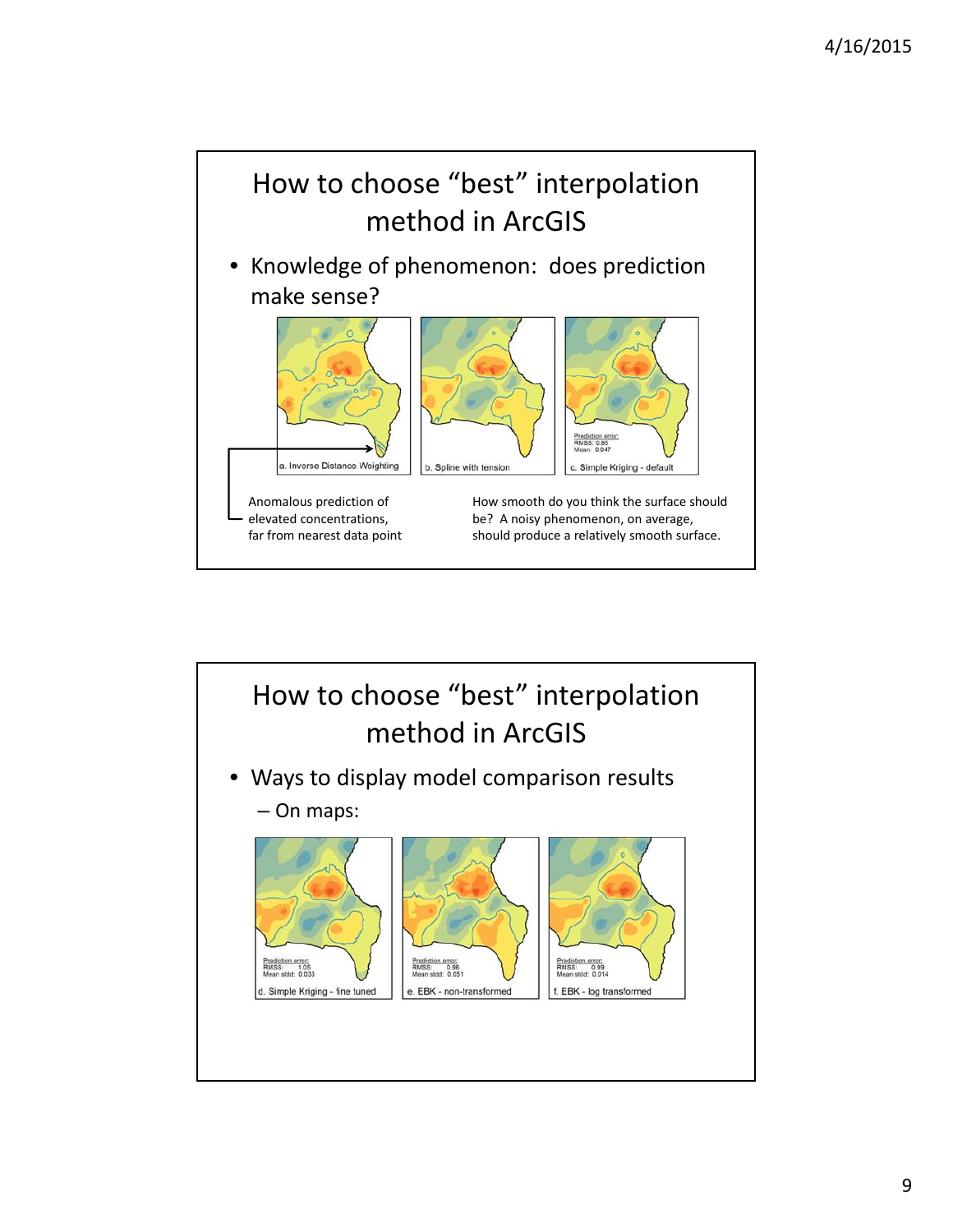## How to choose "best" interpolation method in ArcGIS

- Knowledge of phenomenon: does prediction make sense?

a. Inverse Distance Weighting

b. Spline with tension

c. Simple Kriging - default

Prediction error:
RMSS: 0.65
Mean: 0.047

Anomalous prediction of elevated concentrations, far from nearest data point

How smooth do you think the surface should be? A noisy phenomenon, on average, should produce a relatively smooth surface.

## How to choose "best" interpolation method in ArcGIS

- Ways to display model comparison results
  - On maps:

d. Simple Kriging - fine tuned

Prediction error:
RMSS: 1.05
Mean stdd: 0.033

e. EBK - non-transformed

Prediction error:
RMSS: 0.96
Mean stdd: 0.051

f. EBK - log transformed

Prediction error:
RMSS: 0.99
Mean stdd: 0.014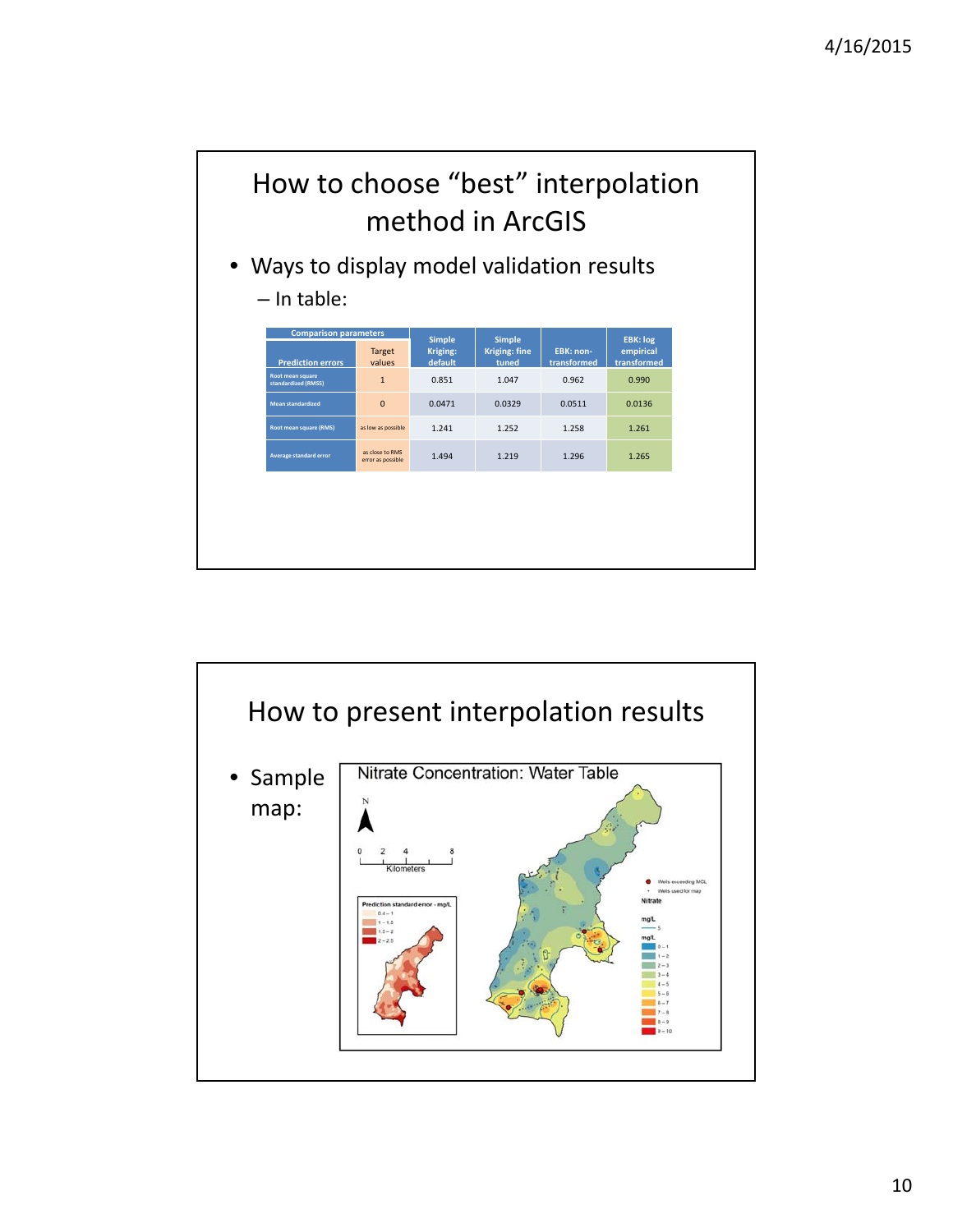## How to choose "best" interpolation method in ArcGIS

- Ways to display model validation results
  - In table:

| Comparison parameters | | Simple Kriging: default | Simple Kriging: fine tuned | EBK: non-transformed | EBK: log empirical transformed |
|---|---|---|---|---|---|
| Prediction errors | Target values | | | | |
| Root mean square standardized (RMSS) | 1 | 0.851 | 1.047 | 0.962 | 0.990 |
| Mean standardized | 0 | 0.0471 | 0.0329 | 0.0511 | 0.0136 |
| Root mean square (RMS) | as low as possible | 1.241 | 1.252 | 1.258 | 1.261 |
| Average standard error | as close to RMS error as possible | 1.494 | 1.219 | 1.296 | 1.265 |

## How to present interpolation results

- Sample map: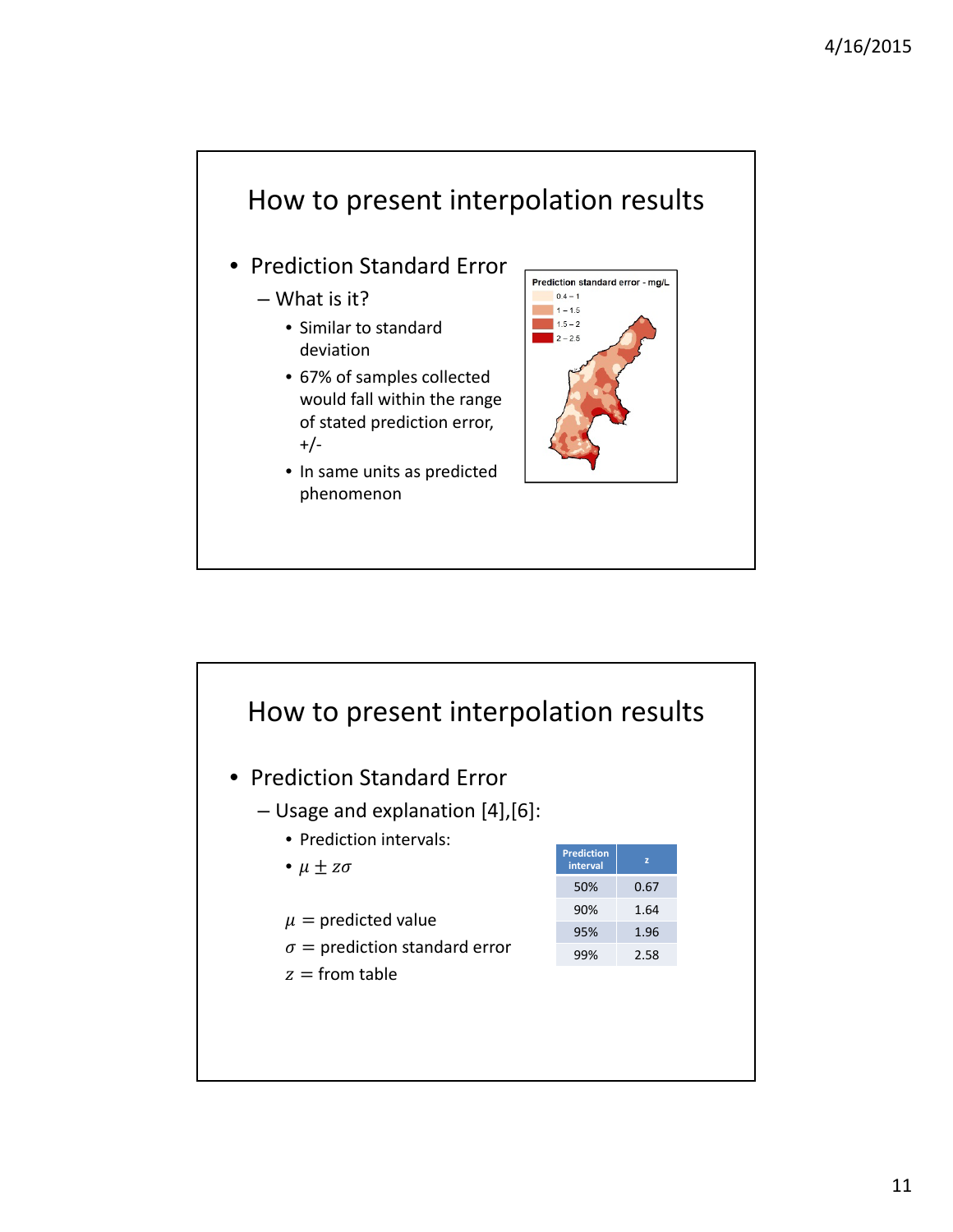# How to present interpolation results

- Prediction Standard Error
  - What is it?
    - Similar to standard deviation
    - 67% of samples collected would fall within the range of stated prediction error, +/-
    - In same units as predicted phenomenon

# How to present interpolation results

- Prediction Standard Error
  - Usage and explanation [4],[6]:
    - Prediction intervals:
    - $\mu \pm z\sigma$

$\mu =$ predicted value

$\sigma =$ prediction standard error

$z =$ from table

| Prediction interval | z |
| --- | --- |
| 50% | 0.67 |
| 90% | 1.64 |
| 95% | 1.96 |
| 99% | 2.58 |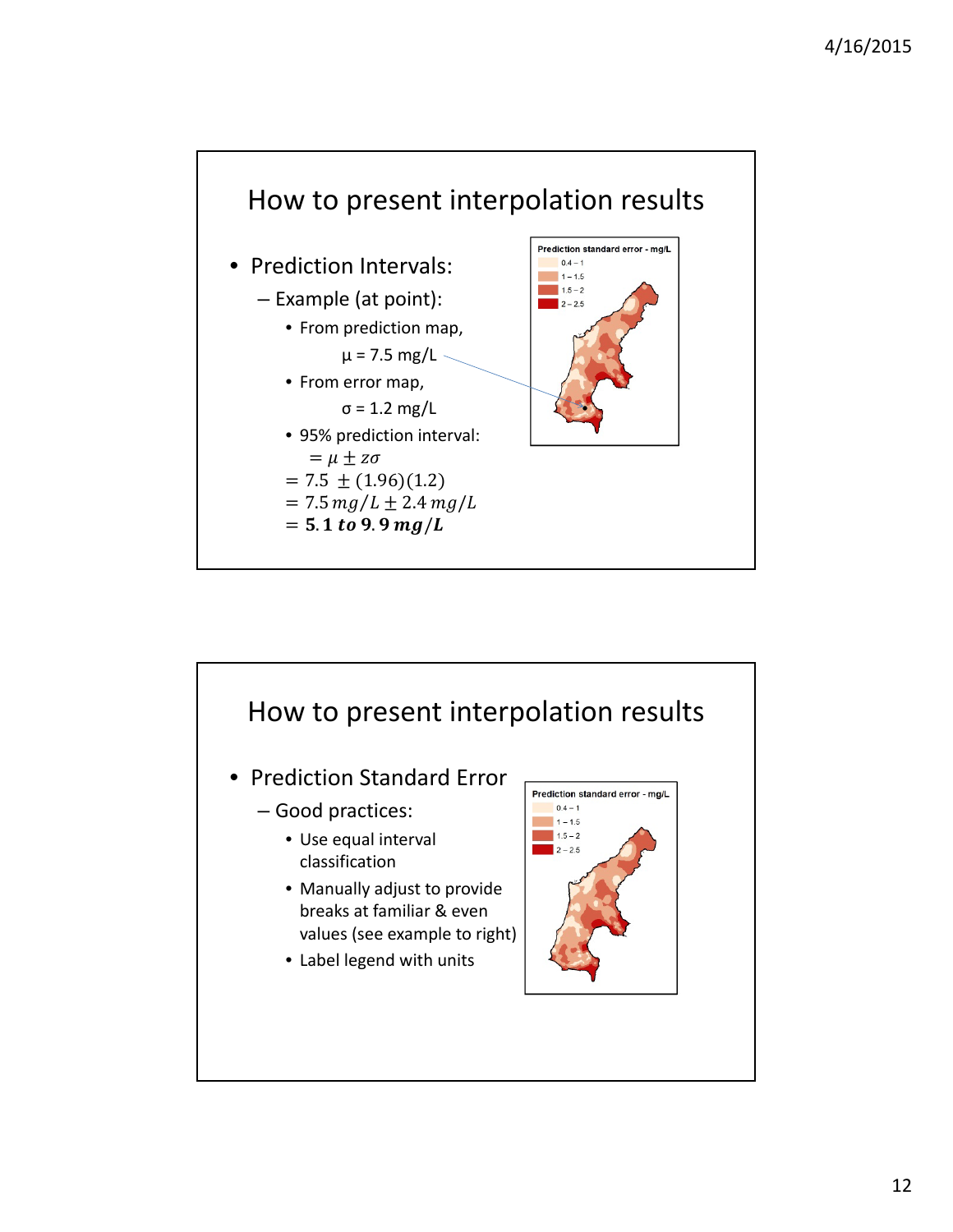# How to present interpolation results

- Prediction Intervals:
  - Example (at point):
    - From prediction map,

      μ = 7.5 mg/L
    - From error map,

      σ = 1.2 mg/L
    - 95% prediction interval:

$$= \mu \pm z\sigma$$
$$= 7.5 \pm (1.96)(1.2)$$
$$= 7.5\, mg/L \pm 2.4\, mg/L$$
$$= \mathbf{5.1\ to\ 9.9\ mg/L}$$

Prediction standard error - mg/L

- 0.4 – 1
- 1 – 1.5
- 1.5 – 2
- 2 – 2.5

# How to present interpolation results

- Prediction Standard Error
  - Good practices:
    - Use equal interval classification
    - Manually adjust to provide breaks at familiar & even values (see example to right)
    - Label legend with units

Prediction standard error - mg/L

- 0.4 – 1
- 1 – 1.5
- 1.5 – 2
- 2 – 2.5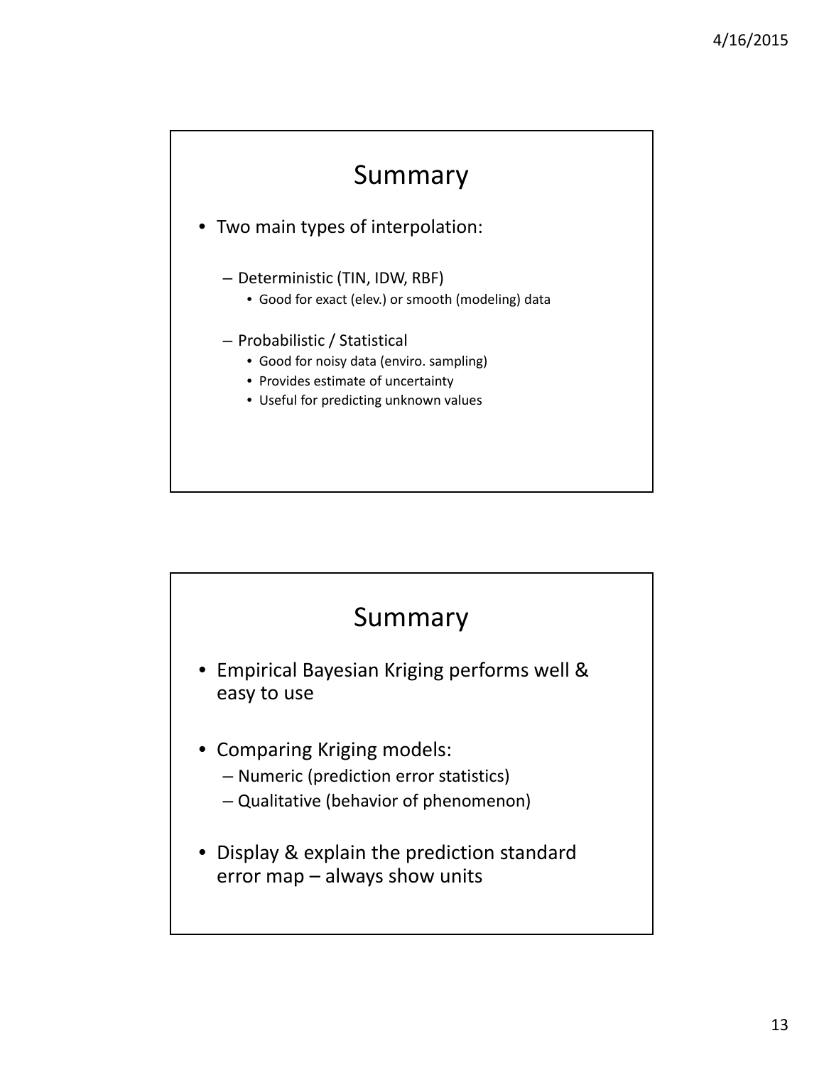## Summary

- Two main types of interpolation:
  - Deterministic (TIN, IDW, RBF)
    - Good for exact (elev.) or smooth (modeling) data
  - Probabilistic / Statistical
    - Good for noisy data (enviro. sampling)
    - Provides estimate of uncertainty
    - Useful for predicting unknown values

## Summary

- Empirical Bayesian Kriging performs well & easy to use
- Comparing Kriging models:
  - Numeric (prediction error statistics)
  - Qualitative (behavior of phenomenon)
- Display & explain the prediction standard error map – always show units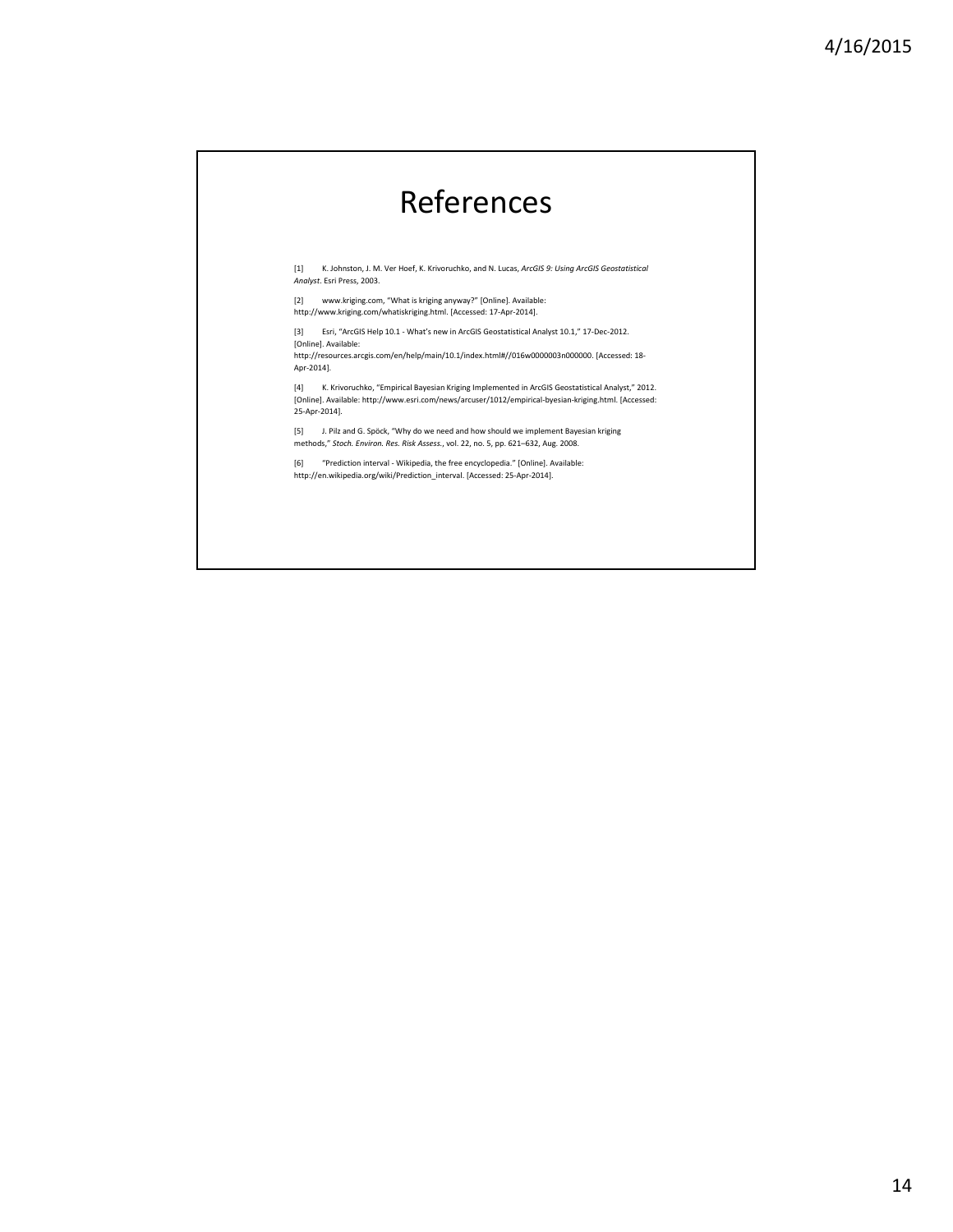# References

[1] K. Johnston, J. M. Ver Hoef, K. Krivoruchko, and N. Lucas, *ArcGIS 9: Using ArcGIS Geostatistical Analyst*. Esri Press, 2003.

[2] www.kriging.com, "What is kriging anyway?" [Online]. Available: http://www.kriging.com/whatiskriging.html. [Accessed: 17-Apr-2014].

[3] Esri, "ArcGIS Help 10.1 - What's new in ArcGIS Geostatistical Analyst 10.1," 17-Dec-2012. [Online]. Available: http://resources.arcgis.com/en/help/main/10.1/index.html#//016w0000003n000000. [Accessed: 18-Apr-2014].

[4] K. Krivoruchko, "Empirical Bayesian Kriging Implemented in ArcGIS Geostatistical Analyst," 2012. [Online]. Available: http://www.esri.com/news/arcuser/1012/empirical-byesian-kriging.html. [Accessed: 25-Apr-2014].

[5] J. Pilz and G. Spöck, "Why do we need and how should we implement Bayesian kriging methods," *Stoch. Environ. Res. Risk Assess.*, vol. 22, no. 5, pp. 621–632, Aug. 2008.

[6] "Prediction interval - Wikipedia, the free encyclopedia." [Online]. Available: http://en.wikipedia.org/wiki/Prediction_interval. [Accessed: 25-Apr-2014].